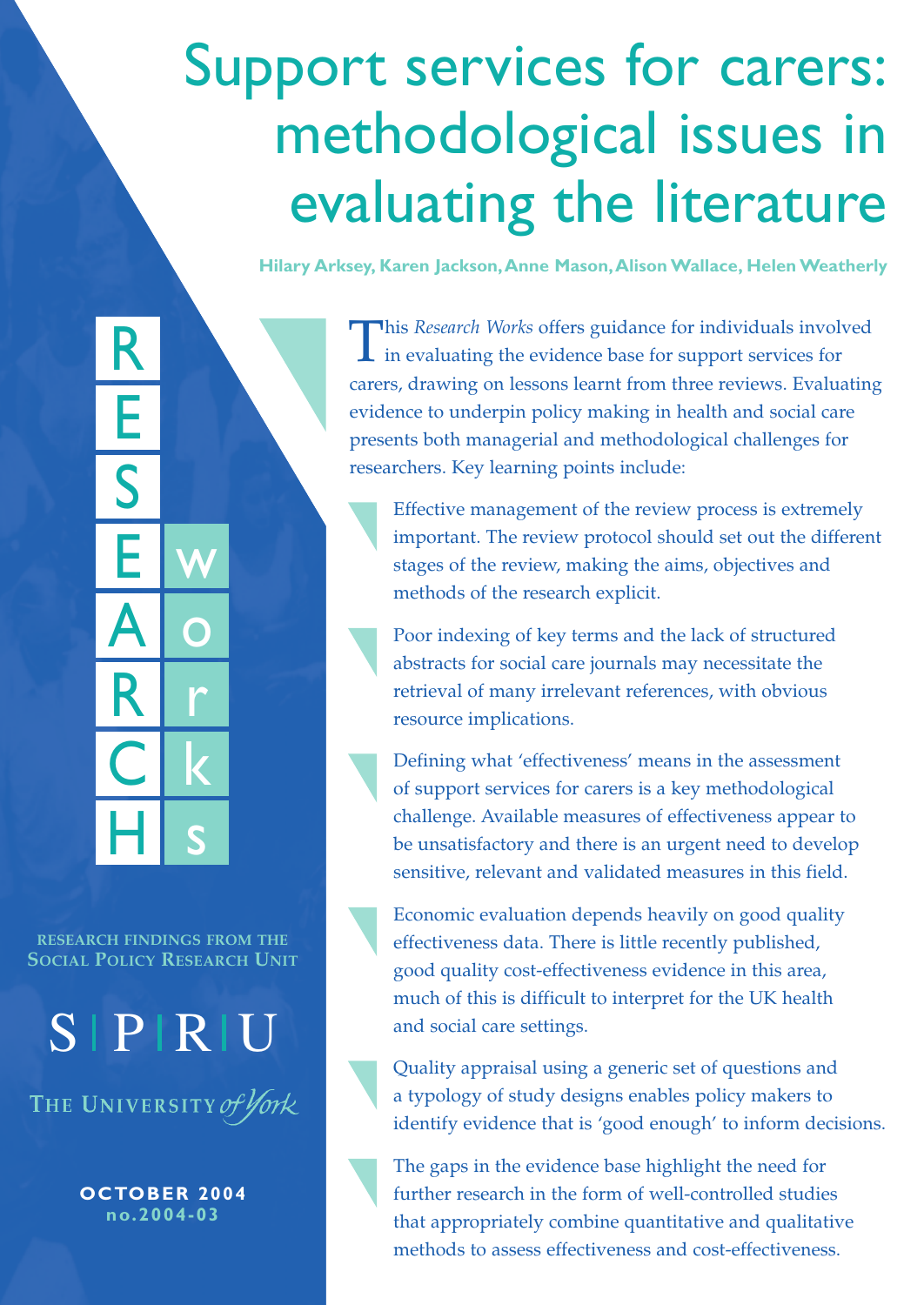# Support services for carers: methodological issues in evaluating the literature

**Hilary Arksey, Karen Jackson, Anne Mason, Alison Wallace, Helen Weatherly**

RESEARCH works

RESEARCH FINDINGS FROM THE SOCIAL POLICY RESEARCH UNIT

SPRU

THE UNIVERSITY of York

**OCTOBER 2004**
**no.2004-03**

This *Research Works* offers guidance for individuals involved in evaluating the evidence base for support services for carers, drawing on lessons learnt from three reviews. Evaluating evidence to underpin policy making in health and social care presents both managerial and methodological challenges for researchers. Key learning points include:

- Effective management of the review process is extremely important. The review protocol should set out the different stages of the review, making the aims, objectives and methods of the research explicit.
- Poor indexing of key terms and the lack of structured abstracts for social care journals may necessitate the retrieval of many irrelevant references, with obvious resource implications.
- Defining what 'effectiveness' means in the assessment of support services for carers is a key methodological challenge. Available measures of effectiveness appear to be unsatisfactory and there is an urgent need to develop sensitive, relevant and validated measures in this field.
- Economic evaluation depends heavily on good quality effectiveness data. There is little recently published, good quality cost-effectiveness evidence in this area, much of this is difficult to interpret for the UK health and social care settings.
- Quality appraisal using a generic set of questions and a typology of study designs enables policy makers to identify evidence that is 'good enough' to inform decisions.
- The gaps in the evidence base highlight the need for further research in the form of well-controlled studies that appropriately combine quantitative and qualitative methods to assess effectiveness and cost-effectiveness.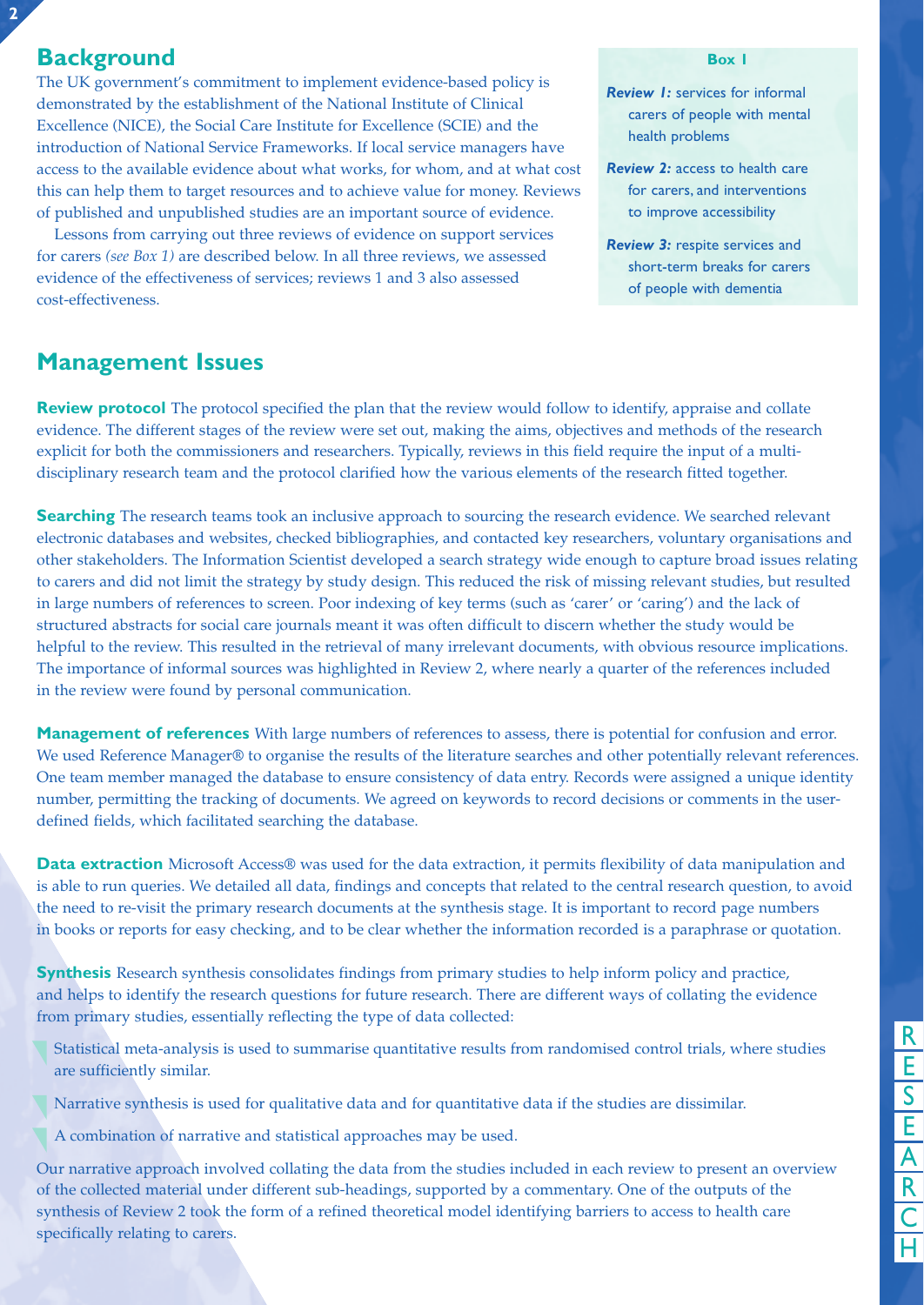## Background

The UK government's commitment to implement evidence-based policy is demonstrated by the establishment of the National Institute of Clinical Excellence (NICE), the Social Care Institute for Excellence (SCIE) and the introduction of National Service Frameworks. If local service managers have access to the available evidence about what works, for whom, and at what cost this can help them to target resources and to achieve value for money. Reviews of published and unpublished studies are an important source of evidence.

Lessons from carrying out three reviews of evidence on support services for carers *(see Box 1)* are described below. In all three reviews, we assessed evidence of the effectiveness of services; reviews 1 and 3 also assessed cost-effectiveness.

**Box 1**

***Review 1:*** services for informal carers of people with mental health problems

***Review 2:*** access to health care for carers, and interventions to improve accessibility

***Review 3:*** respite services and short-term breaks for carers of people with dementia

## Management Issues

**Review protocol** The protocol specified the plan that the review would follow to identify, appraise and collate evidence. The different stages of the review were set out, making the aims, objectives and methods of the research explicit for both the commissioners and researchers. Typically, reviews in this field require the input of a multi-disciplinary research team and the protocol clarified how the various elements of the research fitted together.

**Searching** The research teams took an inclusive approach to sourcing the research evidence. We searched relevant electronic databases and websites, checked bibliographies, and contacted key researchers, voluntary organisations and other stakeholders. The Information Scientist developed a search strategy wide enough to capture broad issues relating to carers and did not limit the strategy by study design. This reduced the risk of missing relevant studies, but resulted in large numbers of references to screen. Poor indexing of key terms (such as 'carer' or 'caring') and the lack of structured abstracts for social care journals meant it was often difficult to discern whether the study would be helpful to the review. This resulted in the retrieval of many irrelevant documents, with obvious resource implications. The importance of informal sources was highlighted in Review 2, where nearly a quarter of the references included in the review were found by personal communication.

**Management of references** With large numbers of references to assess, there is potential for confusion and error. We used Reference Manager® to organise the results of the literature searches and other potentially relevant references. One team member managed the database to ensure consistency of data entry. Records were assigned a unique identity number, permitting the tracking of documents. We agreed on keywords to record decisions or comments in the user-defined fields, which facilitated searching the database.

**Data extraction** Microsoft Access® was used for the data extraction, it permits flexibility of data manipulation and is able to run queries. We detailed all data, findings and concepts that related to the central research question, to avoid the need to re-visit the primary research documents at the synthesis stage. It is important to record page numbers in books or reports for easy checking, and to be clear whether the information recorded is a paraphrase or quotation.

**Synthesis** Research synthesis consolidates findings from primary studies to help inform policy and practice, and helps to identify the research questions for future research. There are different ways of collating the evidence from primary studies, essentially reflecting the type of data collected:

- Statistical meta-analysis is used to summarise quantitative results from randomised control trials, where studies are sufficiently similar.
- Narrative synthesis is used for qualitative data and for quantitative data if the studies are dissimilar.
- A combination of narrative and statistical approaches may be used.

Our narrative approach involved collating the data from the studies included in each review to present an overview of the collected material under different sub-headings, supported by a commentary. One of the outputs of the synthesis of Review 2 took the form of a refined theoretical model identifying barriers to access to health care specifically relating to carers.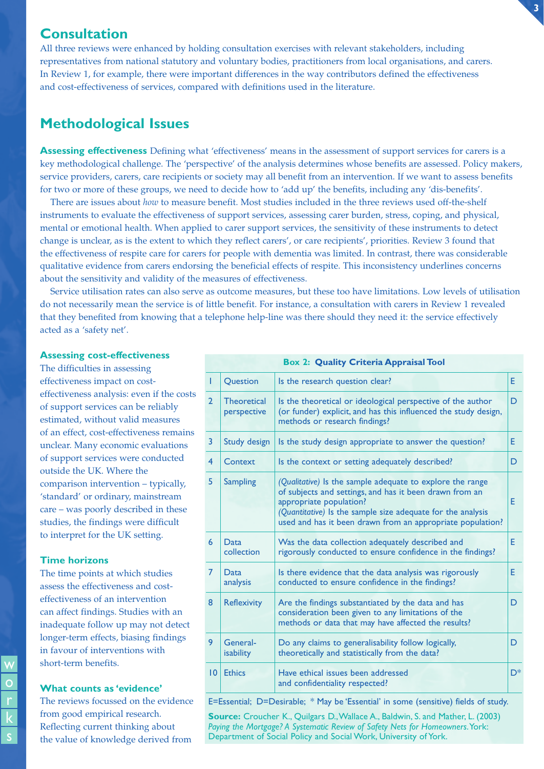## Consultation

All three reviews were enhanced by holding consultation exercises with relevant stakeholders, including representatives from national statutory and voluntary bodies, practitioners from local organisations, and carers. In Review 1, for example, there were important differences in the way contributors defined the effectiveness and cost-effectiveness of services, compared with definitions used in the literature.

## Methodological Issues

**Assessing effectiveness** Defining what 'effectiveness' means in the assessment of support services for carers is a key methodological challenge. The 'perspective' of the analysis determines whose benefits are assessed. Policy makers, service providers, carers, care recipients or society may all benefit from an intervention. If we want to assess benefits for two or more of these groups, we need to decide how to 'add up' the benefits, including any 'dis-benefits'.

There are issues about *how* to measure benefit. Most studies included in the three reviews used off-the-shelf instruments to evaluate the effectiveness of support services, assessing carer burden, stress, coping, and physical, mental or emotional health. When applied to carer support services, the sensitivity of these instruments to detect change is unclear, as is the extent to which they reflect carers', or care recipients', priorities. Review 3 found that the effectiveness of respite care for carers for people with dementia was limited. In contrast, there was considerable qualitative evidence from carers endorsing the beneficial effects of respite. This inconsistency underlines concerns about the sensitivity and validity of the measures of effectiveness.

Service utilisation rates can also serve as outcome measures, but these too have limitations. Low levels of utilisation do not necessarily mean the service is of little benefit. For instance, a consultation with carers in Review 1 revealed that they benefited from knowing that a telephone help-line was there should they need it: the service effectively acted as a 'safety net'.

**Assessing cost-effectiveness**

The difficulties in assessing effectiveness impact on cost-effectiveness analysis: even if the costs of support services can be reliably estimated, without valid measures of an effect, cost-effectiveness remains unclear. Many economic evaluations of support services were conducted outside the UK. Where the comparison intervention – typically, 'standard' or ordinary, mainstream care – was poorly described in these studies, the findings were difficult to interpret for the UK setting.

**Time horizons**

The time points at which studies assess the effectiveness and cost-effectiveness of an intervention can affect findings. Studies with an inadequate follow up may not detect longer-term effects, biasing findings in favour of interventions with short-term benefits.

**What counts as 'evidence'**

The reviews focussed on the evidence from good empirical research. Reflecting current thinking about the value of knowledge derived from

**Box 2: Quality Criteria Appraisal Tool**

| | | | |
|---|---|---|---|
| 1 | Question | Is the research question clear? | E |
| 2 | Theoretical perspective | Is the theoretical or ideological perspective of the author (or funder) explicit, and has this influenced the study design, methods or research findings? | D |
| 3 | Study design | Is the study design appropriate to answer the question? | E |
| 4 | Context | Is the context or setting adequately described? | D |
| 5 | Sampling | *(Qualitative)* Is the sample adequate to explore the range of subjects and settings, and has it been drawn from an appropriate population? *(Quantitative)* Is the sample size adequate for the analysis used and has it been drawn from an appropriate population? | E |
| 6 | Data collection | Was the data collection adequately described and rigorously conducted to ensure confidence in the findings? | E |
| 7 | Data analysis | Is there evidence that the data analysis was rigorously conducted to ensure confidence in the findings? | E |
| 8 | Reflexivity | Are the findings substantiated by the data and has consideration been given to any limitations of the methods or data that may have affected the results? | D |
| 9 | Generalisability | Do any claims to generalisability follow logically, theoretically and statistically from the data? | D |
| 10 | Ethics | Have ethical issues been addressed and confidentiality respected? | D* |

E=Essential; D=Desirable; * May be 'Essential' in some (sensitive) fields of study.

**Source:** Croucher K., Quilgars D., Wallace A., Baldwin, S. and Mather, L. (2003) *Paying the Mortgage? A Systematic Review of Safety Nets for Homeowners.* York: Department of Social Policy and Social Work, University of York.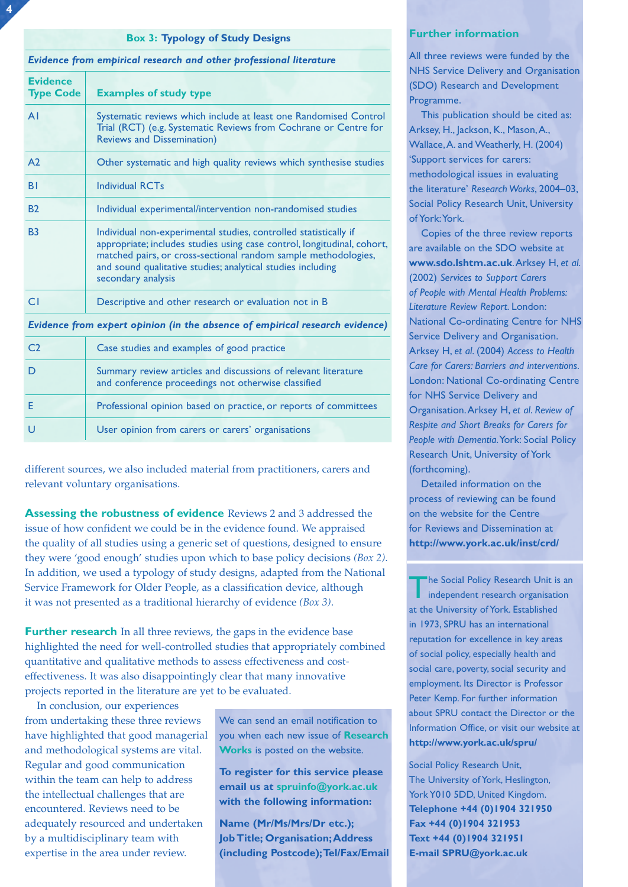**Box 3: Typology of Study Designs**

| Evidence Type Code | Examples of study type |
|---|---|
| *Evidence from empirical research and other professional literature* | |
| A1 | Systematic reviews which include at least one Randomised Control Trial (RCT) (e.g. Systematic Reviews from Cochrane or Centre for Reviews and Dissemination) |
| A2 | Other systematic and high quality reviews which synthesise studies |
| B1 | Individual RCTs |
| B2 | Individual experimental/intervention non-randomised studies |
| B3 | Individual non-experimental studies, controlled statistically if appropriate; includes studies using case control, longitudinal, cohort, matched pairs, or cross-sectional random sample methodologies, and sound qualitative studies; analytical studies including secondary analysis |
| C1 | Descriptive and other research or evaluation not in B |
| *Evidence from expert opinion (in the absence of empirical research evidence)* | |
| C2 | Case studies and examples of good practice |
| D | Summary review articles and discussions of relevant literature and conference proceedings not otherwise classified |
| E | Professional opinion based on practice, or reports of committees |
| U | User opinion from carers or carers' organisations |

different sources, we also included material from practitioners, carers and relevant voluntary organisations.

**Assessing the robustness of evidence** Reviews 2 and 3 addressed the issue of how confident we could be in the evidence found. We appraised the quality of all studies using a generic set of questions, designed to ensure they were 'good enough' studies upon which to base policy decisions *(Box 2)*. In addition, we used a typology of study designs, adapted from the National Service Framework for Older People, as a classification device, although it was not presented as a traditional hierarchy of evidence *(Box 3)*.

**Further research** In all three reviews, the gaps in the evidence base highlighted the need for well-controlled studies that appropriately combined quantitative and qualitative methods to assess effectiveness and cost-effectiveness. It was also disappointingly clear that many innovative projects reported in the literature are yet to be evaluated.

In conclusion, our experiences from undertaking these three reviews have highlighted that good managerial and methodological systems are vital. Regular and good communication within the team can help to address the intellectual challenges that are encountered. Reviews need to be adequately resourced and undertaken by a multidisciplinary team with expertise in the area under review.

We can send an email notification to you when each new issue of **Research Works** is posted on the website.

**To register for this service please email us at spruinfo@york.ac.uk with the following information:**

**Name (Mr/Ms/Mrs/Dr etc.); Job Title; Organisation; Address (including Postcode); Tel/Fax/Email**

## Further information

All three reviews were funded by the NHS Service Delivery and Organisation (SDO) Research and Development Programme.

This publication should be cited as: Arksey, H., Jackson, K., Mason, A., Wallace, A. and Weatherly, H. (2004) 'Support services for carers: methodological issues in evaluating the literature' *Research Works*, 2004–03, Social Policy Research Unit, University of York: York.

Copies of the three review reports are available on the SDO website at **www.sdo.lshtm.ac.uk**. Arksey H, *et al.* (2002) *Services to Support Carers of People with Mental Health Problems: Literature Review Report*. London: National Co-ordinating Centre for NHS Service Delivery and Organisation. Arksey H, *et al.* (2004) *Access to Health Care for Carers: Barriers and interventions*. London: National Co-ordinating Centre for NHS Service Delivery and Organisation. Arksey H, *et al. Review of Respite and Short Breaks for Carers for People with Dementia*. York: Social Policy Research Unit, University of York (forthcoming).

Detailed information on the process of reviewing can be found on the website for the Centre for Reviews and Dissemination at **http://www.york.ac.uk/inst/crd/**

The Social Policy Research Unit is an independent research organisation at the University of York. Established in 1973, SPRU has an international reputation for excellence in key areas of social policy, especially health and social care, poverty, social security and employment. Its Director is Professor Peter Kemp. For further information about SPRU contact the Director or the Information Office, or visit our website at **http://www.york.ac.uk/spru/**

Social Policy Research Unit,
The University of York, Heslington,
York Y010 5DD, United Kingdom.
**Telephone +44 (0)1904 321950**
**Fax +44 (0)1904 321953**
**Text +44 (0)1904 321951**
**E-mail SPRU@york.ac.uk**